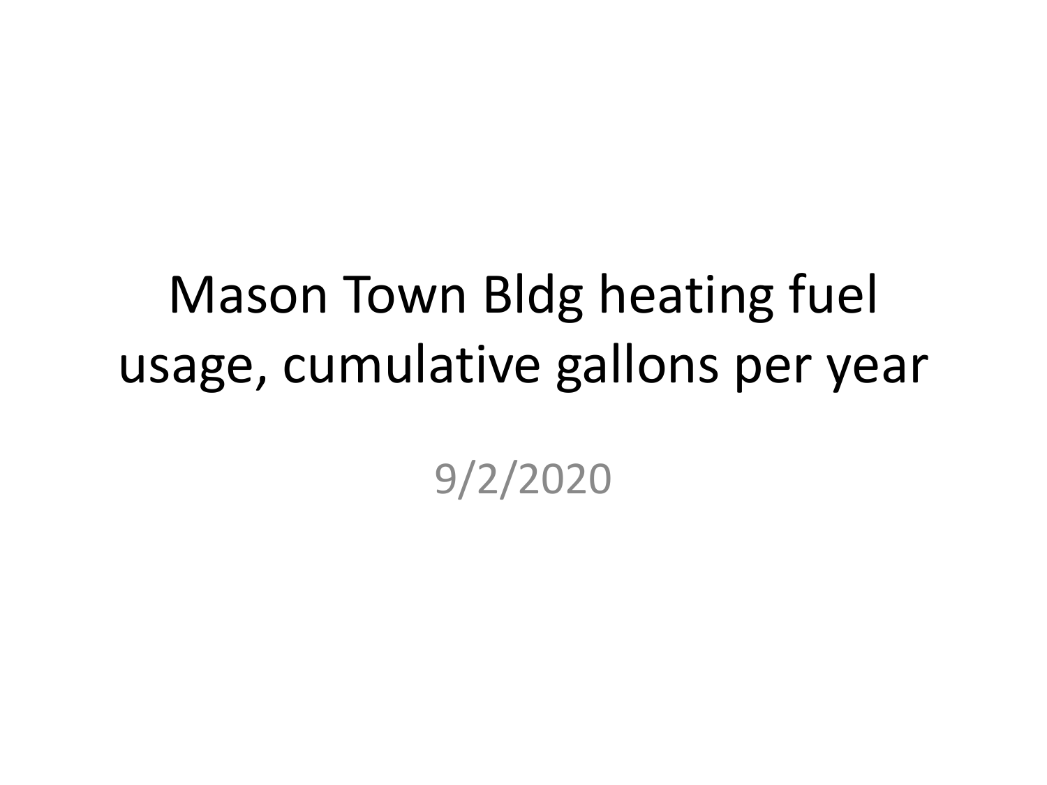# Mason Town Bldg heating fuel usage, cumulative gallons per year

9/2/2020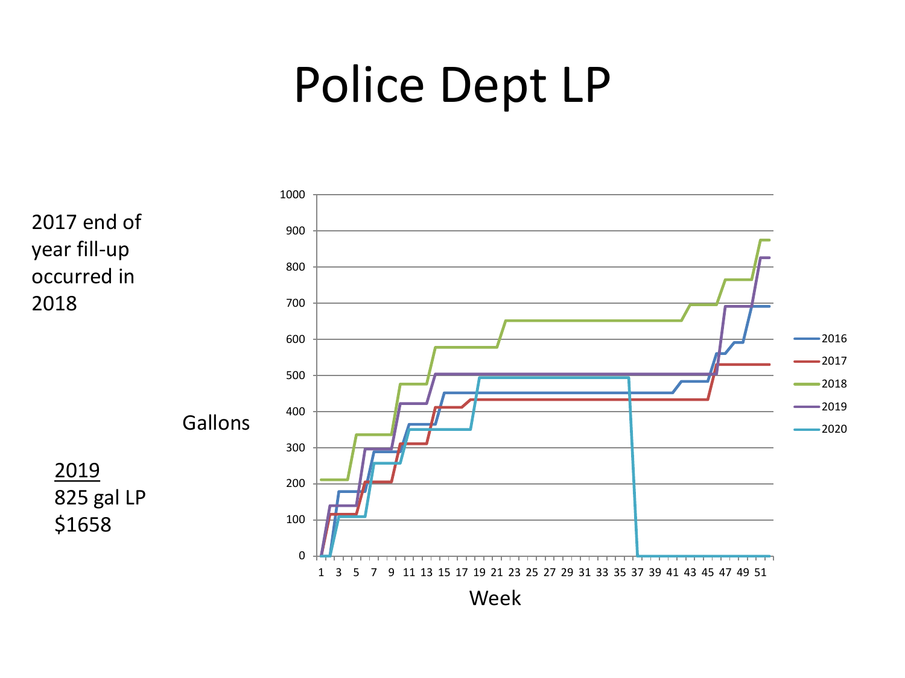# Police Dept LP

2017 end of year fill-up occurred in 2018

<u>2019</u>
825 gal LP
$1658

Gallons

1000
900
800
700
600
500
400
300
200
100
0

1 3 5 7 9 11 13 15 17 19 21 23 25 27 29 31 33 35 37 39 41 43 45 47 49 51

Week

2016
2017
2018
2019
2020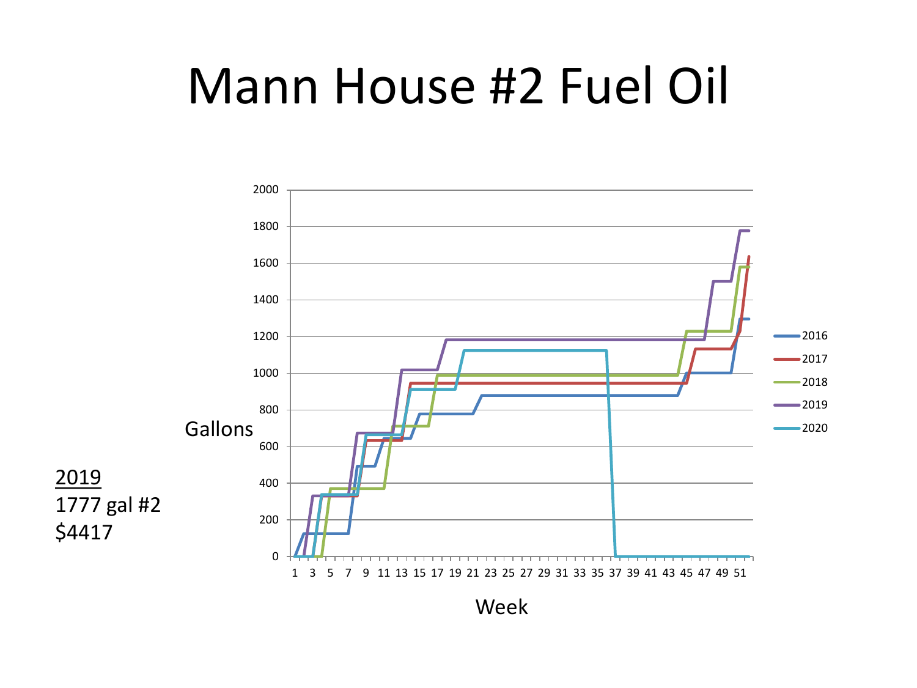# Mann House #2 Fuel Oil

2000
1800
1600
1400
1200
1000
800
600
400
200
0

Gallons

1 3 5 7 9 11 13 15 17 19 21 23 25 27 29 31 33 35 37 39 41 43 45 47 49 51

Week

2016
2017
2018
2019
2020

2019
1777 gal #2
$4417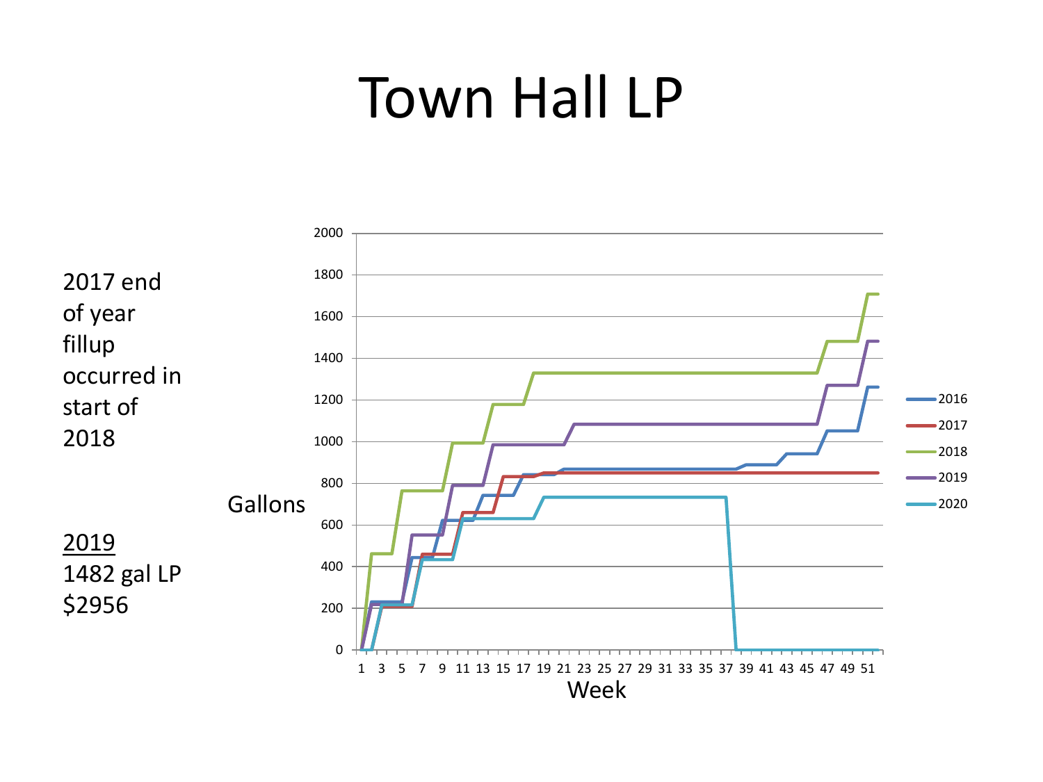# Town Hall LP

2017 end of year fillup occurred in start of 2018

<u>2019</u>
1482 gal LP
$2956

Gallons

2000
1800
1600
1400
1200
1000
800
600
400
200
0

1 3 5 7 9 11 13 15 17 19 21 23 25 27 29 31 33 35 37 39 41 43 45 47 49 51

Week

2016
2017
2018
2019
2020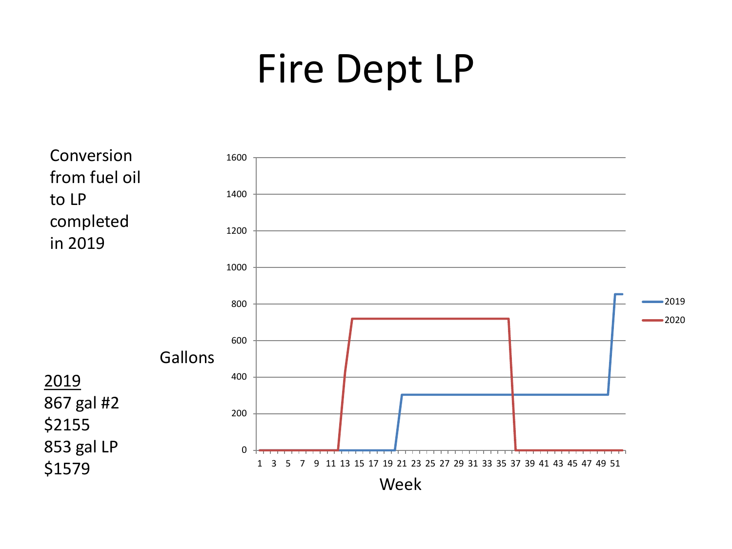# Fire Dept LP

Conversion from fuel oil to LP completed in 2019

2019
867 gal #2
$2155
853 gal LP
$1579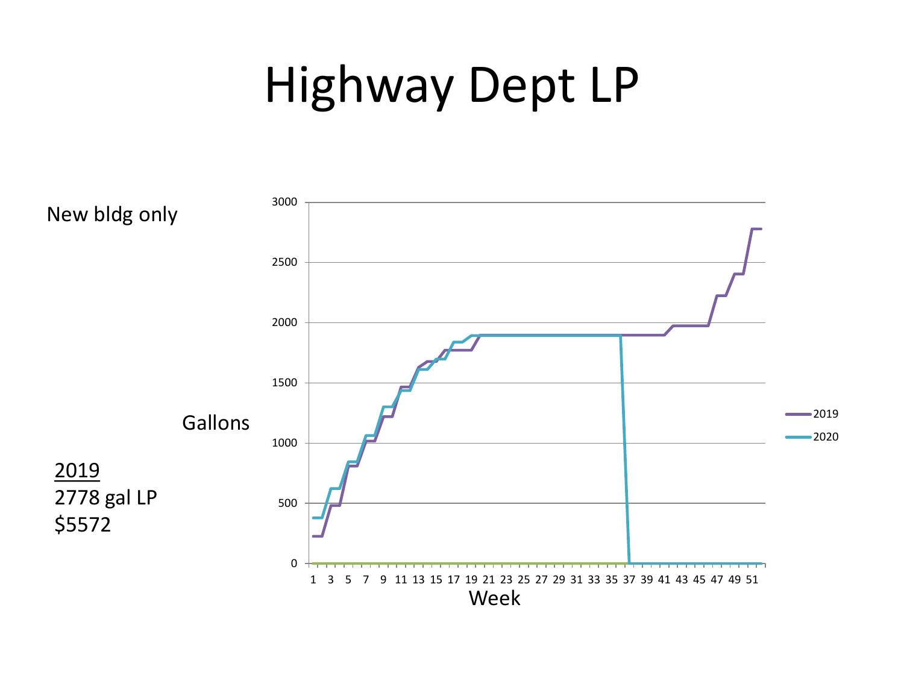# Highway Dept LP

New bldg only

Gallons

3000
2500
2000
1500
1000
500
0

1 3 5 7 9 11 13 15 17 19 21 23 25 27 29 31 33 35 37 39 41 43 45 47 49 51

Week

2019
2020

2019
2778 gal LP
$5572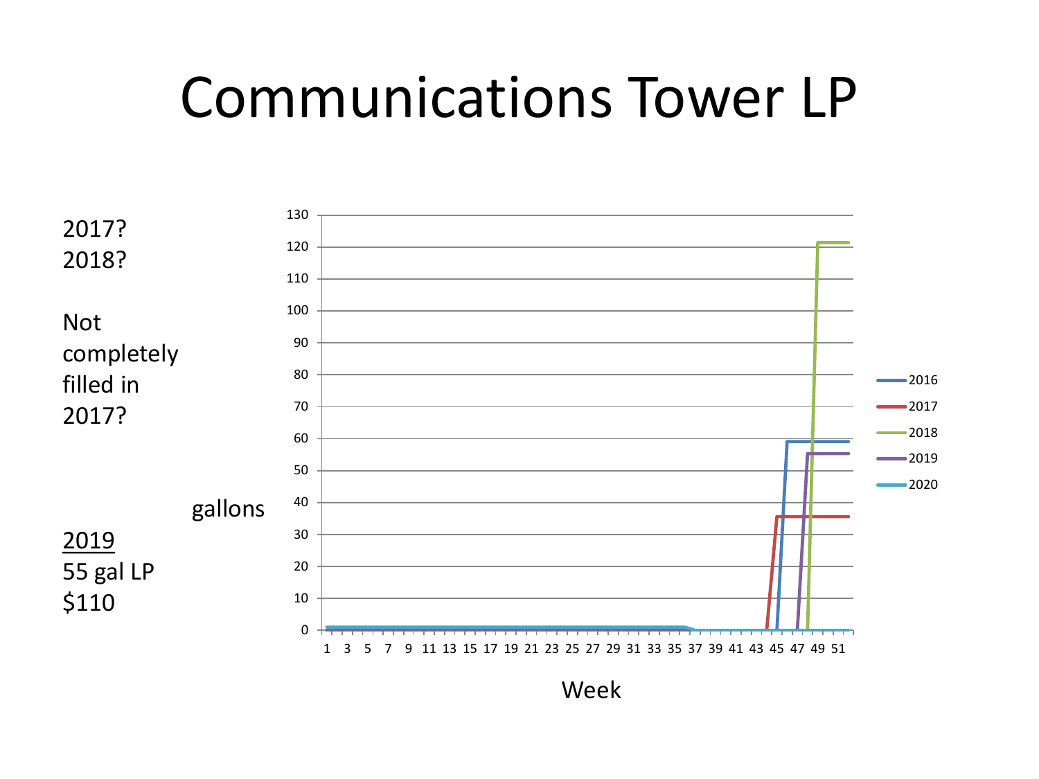# Communications Tower LP

2017?
2018?

Not completely filled in 2017?

2019
55 gal LP
$110

130
120
110
100
90
80
70
60
50
40
30
20
10
0

gallons

1 3 5 7 9 11 13 15 17 19 21 23 25 27 29 31 33 35 37 39 41 43 45 47 49 51

Week

2016
2017
2018
2019
2020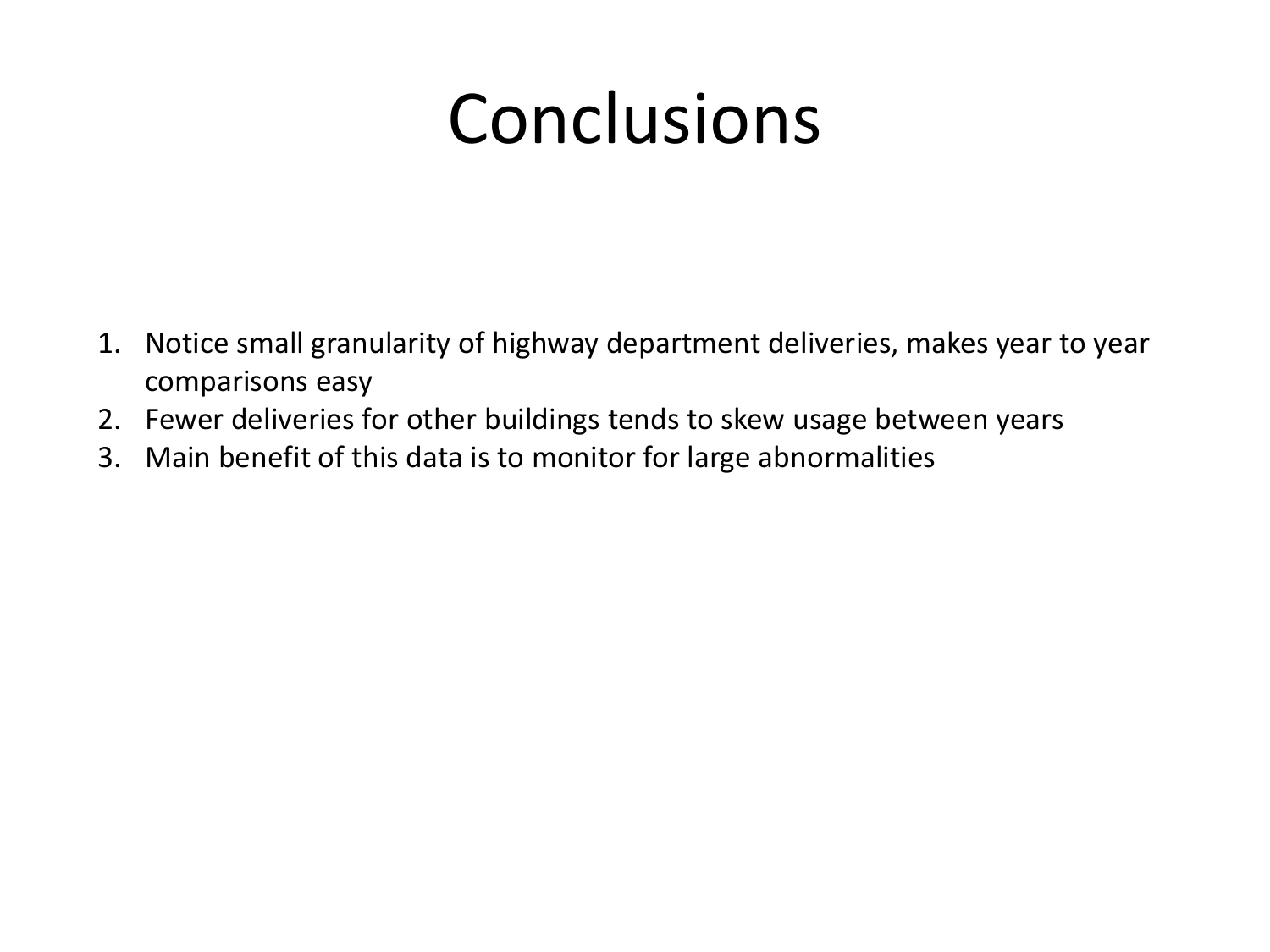# Conclusions

1. Notice small granularity of highway department deliveries, makes year to year comparisons easy
2. Fewer deliveries for other buildings tends to skew usage between years
3. Main benefit of this data is to monitor for large abnormalities